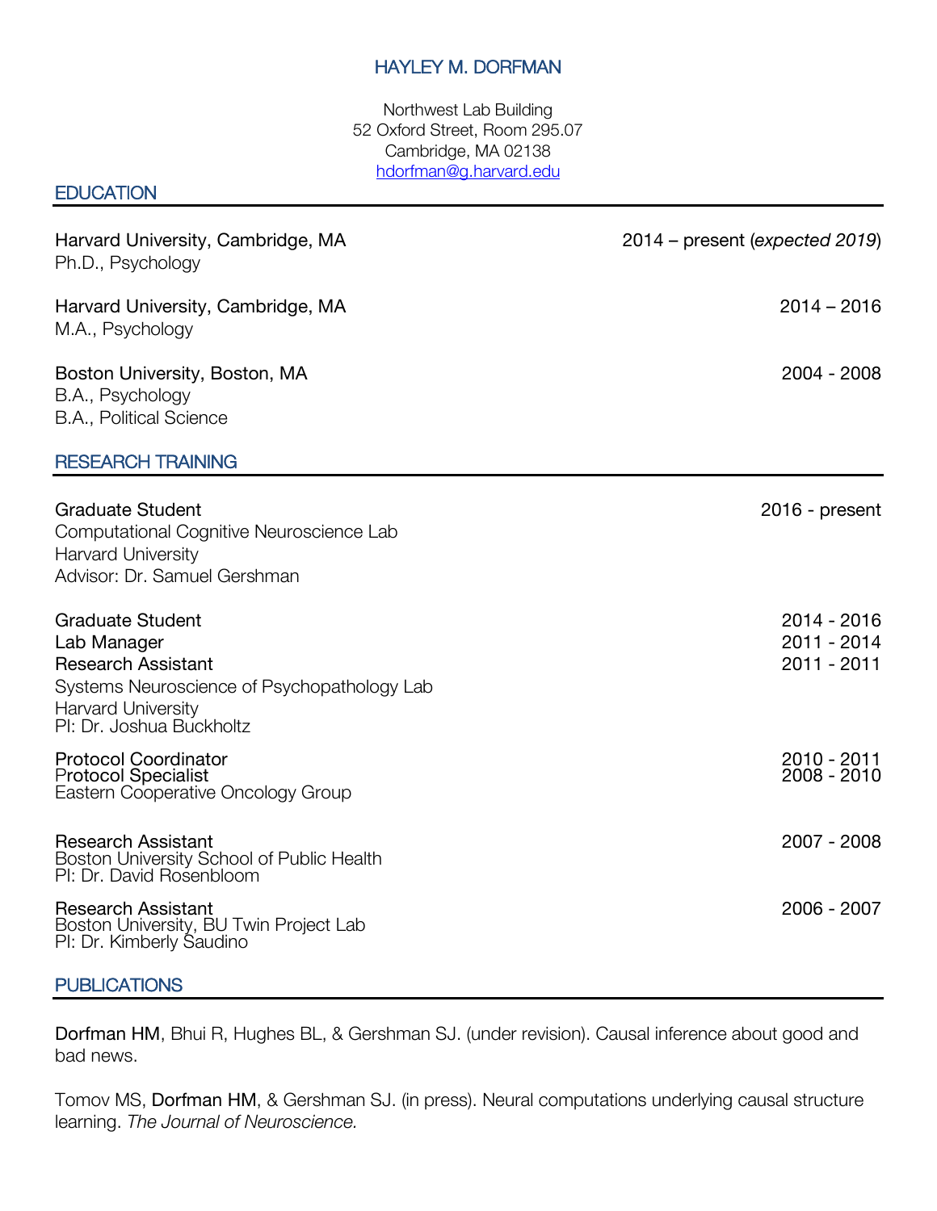# HAYLEY M. DORFMAN

Northwest Lab Building
52 Oxford Street, Room 295.07
Cambridge, MA 02138
hdorfman@g.harvard.edu

## EDUCATION

Harvard University, Cambridge, MA — 2014 – present (*expected 2019*)
Ph.D., Psychology

Harvard University, Cambridge, MA — 2014 – 2016
M.A., Psychology

Boston University, Boston, MA — 2004 - 2008
B.A., Psychology
B.A., Political Science

## RESEARCH TRAINING

Graduate Student — 2016 - present
Computational Cognitive Neuroscience Lab
Harvard University
Advisor: Dr. Samuel Gershman

Graduate Student — 2014 - 2016
Lab Manager — 2011 - 2014
Research Assistant — 2011 - 2011
Systems Neuroscience of Psychopathology Lab
Harvard University
PI: Dr. Joshua Buckholtz

Protocol Coordinator — 2010 - 2011
Protocol Specialist — 2008 - 2010
Eastern Cooperative Oncology Group

Research Assistant — 2007 - 2008
Boston University School of Public Health
PI: Dr. David Rosenbloom

Research Assistant — 2006 - 2007
Boston University, BU Twin Project Lab
PI: Dr. Kimberly Saudino

## PUBLICATIONS

**Dorfman HM**, Bhui R, Hughes BL, & Gershman SJ. (under revision). Causal inference about good and bad news.

Tomov MS, **Dorfman HM**, & Gershman SJ. (in press). Neural computations underlying causal structure learning. *The Journal of Neuroscience.*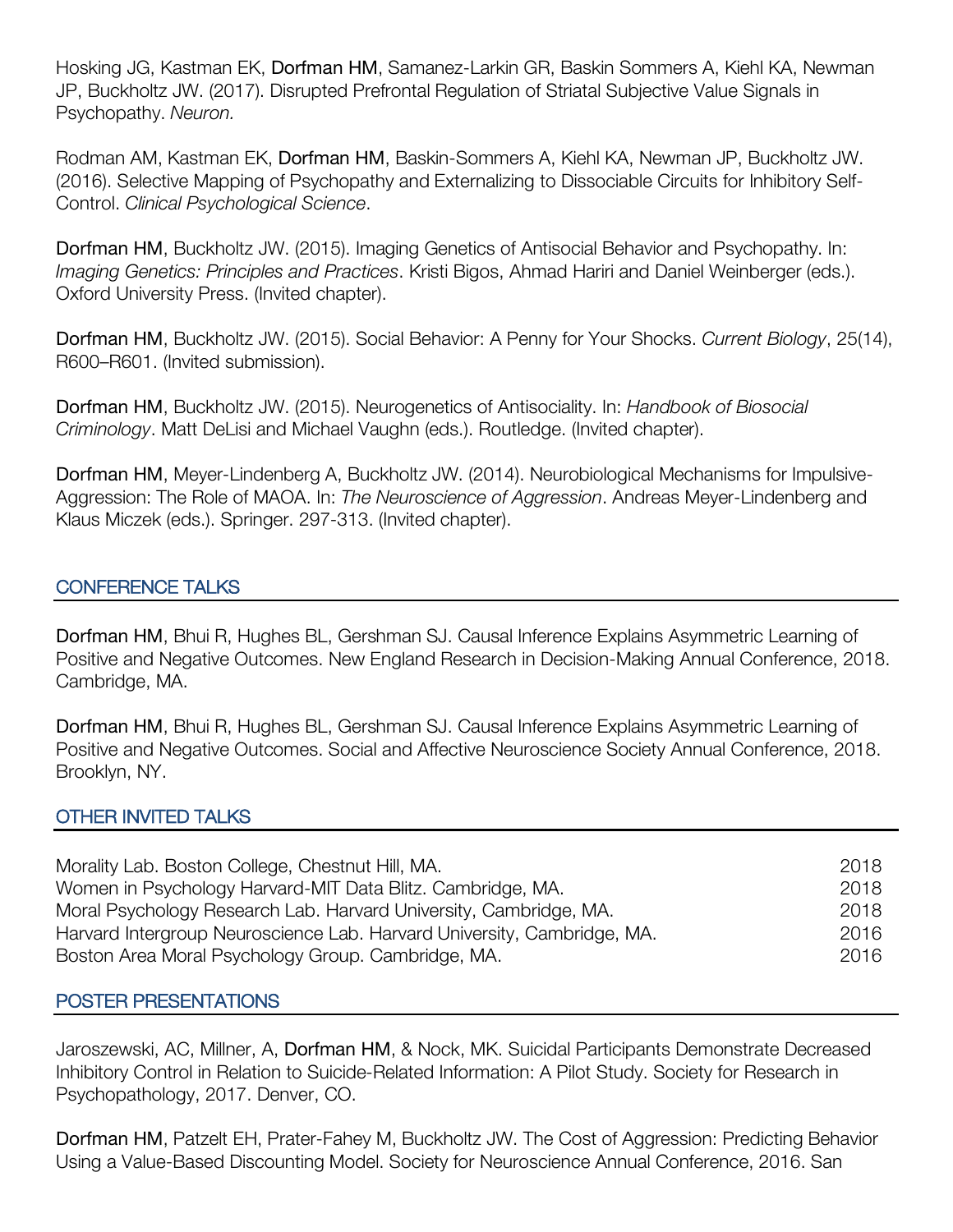Hosking JG, Kastman EK, **Dorfman HM**, Samanez-Larkin GR, Baskin Sommers A, Kiehl KA, Newman JP, Buckholtz JW. (2017). Disrupted Prefrontal Regulation of Striatal Subjective Value Signals in Psychopathy. *Neuron.*

Rodman AM, Kastman EK, **Dorfman HM**, Baskin-Sommers A, Kiehl KA, Newman JP, Buckholtz JW. (2016). Selective Mapping of Psychopathy and Externalizing to Dissociable Circuits for Inhibitory Self-Control. *Clinical Psychological Science*.

**Dorfman HM**, Buckholtz JW. (2015). Imaging Genetics of Antisocial Behavior and Psychopathy. In: *Imaging Genetics: Principles and Practices*. Kristi Bigos, Ahmad Hariri and Daniel Weinberger (eds.). Oxford University Press. (Invited chapter).

**Dorfman HM**, Buckholtz JW. (2015). Social Behavior: A Penny for Your Shocks. *Current Biology*, 25(14), R600–R601. (Invited submission).

**Dorfman HM**, Buckholtz JW. (2015). Neurogenetics of Antisociality. In: *Handbook of Biosocial Criminology*. Matt DeLisi and Michael Vaughn (eds.). Routledge. (Invited chapter).

**Dorfman HM**, Meyer-Lindenberg A, Buckholtz JW. (2014). Neurobiological Mechanisms for Impulsive-Aggression: The Role of MAOA. In: *The Neuroscience of Aggression*. Andreas Meyer-Lindenberg and Klaus Miczek (eds.). Springer. 297-313. (Invited chapter).

## CONFERENCE TALKS

**Dorfman HM**, Bhui R, Hughes BL, Gershman SJ. Causal Inference Explains Asymmetric Learning of Positive and Negative Outcomes. New England Research in Decision-Making Annual Conference, 2018. Cambridge, MA.

**Dorfman HM**, Bhui R, Hughes BL, Gershman SJ. Causal Inference Explains Asymmetric Learning of Positive and Negative Outcomes. Social and Affective Neuroscience Society Annual Conference, 2018. Brooklyn, NY.

## OTHER INVITED TALKS

| | |
|---|---|
| Morality Lab. Boston College, Chestnut Hill, MA. | 2018 |
| Women in Psychology Harvard-MIT Data Blitz. Cambridge, MA. | 2018 |
| Moral Psychology Research Lab. Harvard University, Cambridge, MA. | 2018 |
| Harvard Intergroup Neuroscience Lab. Harvard University, Cambridge, MA. | 2016 |
| Boston Area Moral Psychology Group. Cambridge, MA. | 2016 |

## POSTER PRESENTATIONS

Jaroszewski, AC, Millner, A, **Dorfman HM**, & Nock, MK. Suicidal Participants Demonstrate Decreased Inhibitory Control in Relation to Suicide-Related Information: A Pilot Study. Society for Research in Psychopathology, 2017. Denver, CO.

**Dorfman HM**, Patzelt EH, Prater-Fahey M, Buckholtz JW. The Cost of Aggression: Predicting Behavior Using a Value-Based Discounting Model. Society for Neuroscience Annual Conference, 2016. San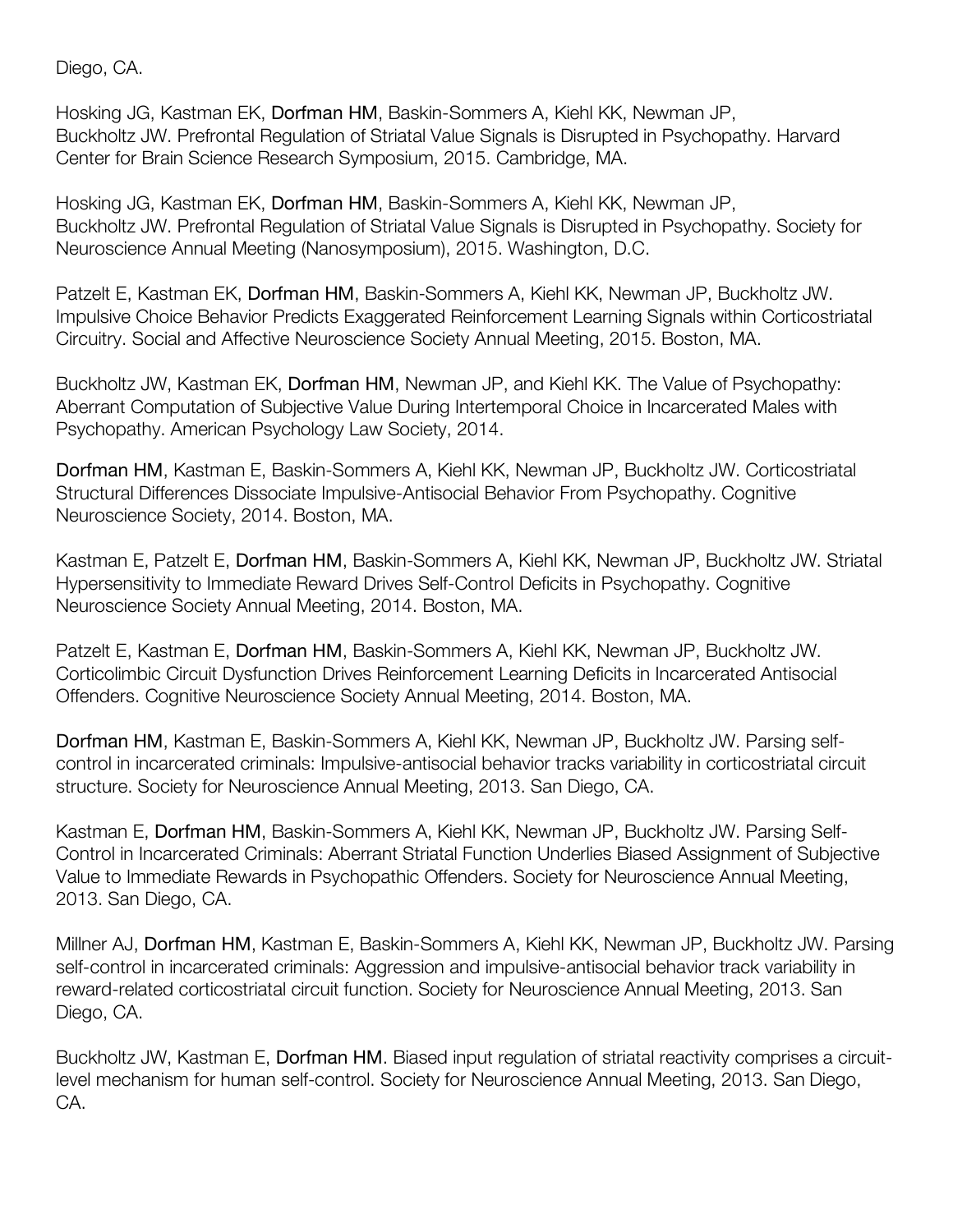Diego, CA.

Hosking JG, Kastman EK, **Dorfman HM**, Baskin-Sommers A, Kiehl KK, Newman JP, Buckholtz JW. Prefrontal Regulation of Striatal Value Signals is Disrupted in Psychopathy. Harvard Center for Brain Science Research Symposium, 2015. Cambridge, MA.

Hosking JG, Kastman EK, **Dorfman HM**, Baskin-Sommers A, Kiehl KK, Newman JP, Buckholtz JW. Prefrontal Regulation of Striatal Value Signals is Disrupted in Psychopathy. Society for Neuroscience Annual Meeting (Nanosymposium), 2015. Washington, D.C.

Patzelt E, Kastman EK, **Dorfman HM**, Baskin-Sommers A, Kiehl KK, Newman JP, Buckholtz JW. Impulsive Choice Behavior Predicts Exaggerated Reinforcement Learning Signals within Corticostriatal Circuitry. Social and Affective Neuroscience Society Annual Meeting, 2015. Boston, MA.

Buckholtz JW, Kastman EK, **Dorfman HM**, Newman JP, and Kiehl KK. The Value of Psychopathy: Aberrant Computation of Subjective Value During Intertemporal Choice in Incarcerated Males with Psychopathy. American Psychology Law Society, 2014.

**Dorfman HM**, Kastman E, Baskin-Sommers A, Kiehl KK, Newman JP, Buckholtz JW. Corticostriatal Structural Differences Dissociate Impulsive-Antisocial Behavior From Psychopathy. Cognitive Neuroscience Society, 2014. Boston, MA.

Kastman E, Patzelt E, **Dorfman HM**, Baskin-Sommers A, Kiehl KK, Newman JP, Buckholtz JW. Striatal Hypersensitivity to Immediate Reward Drives Self-Control Deficits in Psychopathy. Cognitive Neuroscience Society Annual Meeting, 2014. Boston, MA.

Patzelt E, Kastman E, **Dorfman HM**, Baskin-Sommers A, Kiehl KK, Newman JP, Buckholtz JW. Corticolimbic Circuit Dysfunction Drives Reinforcement Learning Deficits in Incarcerated Antisocial Offenders. Cognitive Neuroscience Society Annual Meeting, 2014. Boston, MA.

**Dorfman HM**, Kastman E, Baskin-Sommers A, Kiehl KK, Newman JP, Buckholtz JW. Parsing self-control in incarcerated criminals: Impulsive-antisocial behavior tracks variability in corticostriatal circuit structure. Society for Neuroscience Annual Meeting, 2013. San Diego, CA.

Kastman E, **Dorfman HM**, Baskin-Sommers A, Kiehl KK, Newman JP, Buckholtz JW. Parsing Self-Control in Incarcerated Criminals: Aberrant Striatal Function Underlies Biased Assignment of Subjective Value to Immediate Rewards in Psychopathic Offenders. Society for Neuroscience Annual Meeting, 2013. San Diego, CA.

Millner AJ, **Dorfman HM**, Kastman E, Baskin-Sommers A, Kiehl KK, Newman JP, Buckholtz JW. Parsing self-control in incarcerated criminals: Aggression and impulsive-antisocial behavior track variability in reward-related corticostriatal circuit function. Society for Neuroscience Annual Meeting, 2013. San Diego, CA.

Buckholtz JW, Kastman E, **Dorfman HM**. Biased input regulation of striatal reactivity comprises a circuit-level mechanism for human self-control. Society for Neuroscience Annual Meeting, 2013. San Diego, CA.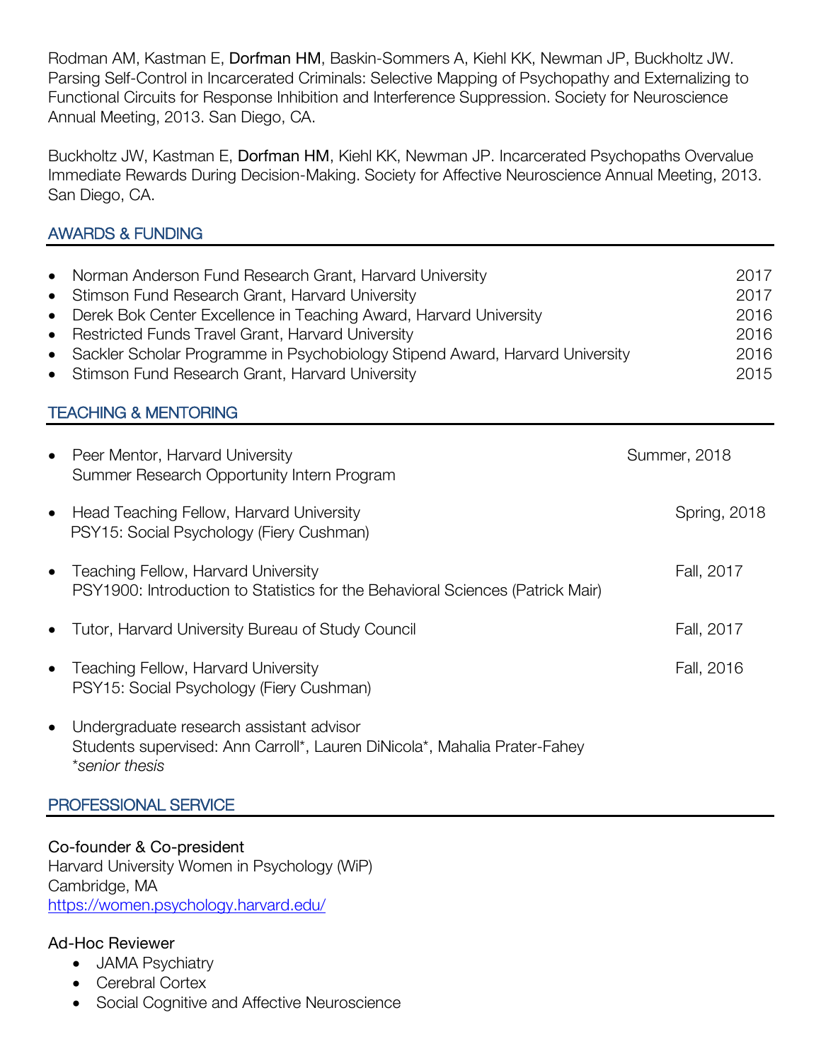Rodman AM, Kastman E, **Dorfman HM**, Baskin-Sommers A, Kiehl KK, Newman JP, Buckholtz JW. Parsing Self-Control in Incarcerated Criminals: Selective Mapping of Psychopathy and Externalizing to Functional Circuits for Response Inhibition and Interference Suppression. Society for Neuroscience Annual Meeting, 2013. San Diego, CA.

Buckholtz JW, Kastman E, **Dorfman HM**, Kiehl KK, Newman JP. Incarcerated Psychopaths Overvalue Immediate Rewards During Decision-Making. Society for Affective Neuroscience Annual Meeting, 2013. San Diego, CA.

## AWARDS & FUNDING

- Norman Anderson Fund Research Grant, Harvard University — 2017
- Stimson Fund Research Grant, Harvard University — 2017
- Derek Bok Center Excellence in Teaching Award, Harvard University — 2016
- Restricted Funds Travel Grant, Harvard University — 2016
- Sackler Scholar Programme in Psychobiology Stipend Award, Harvard University — 2016
- Stimson Fund Research Grant, Harvard University — 2015

## TEACHING & MENTORING

- Peer Mentor, Harvard University — Summer, 2018
  Summer Research Opportunity Intern Program
- Head Teaching Fellow, Harvard University — Spring, 2018
  PSY15: Social Psychology (Fiery Cushman)
- Teaching Fellow, Harvard University — Fall, 2017
  PSY1900: Introduction to Statistics for the Behavioral Sciences (Patrick Mair)
- Tutor, Harvard University Bureau of Study Council — Fall, 2017
- Teaching Fellow, Harvard University — Fall, 2016
  PSY15: Social Psychology (Fiery Cushman)
- Undergraduate research assistant advisor
  Students supervised: Ann Carroll*, Lauren DiNicola*, Mahalia Prater-Fahey
  *\*senior thesis*

## PROFESSIONAL SERVICE

Co-founder & Co-president
Harvard University Women in Psychology (WiP)
Cambridge, MA
https://women.psychology.harvard.edu/

Ad-Hoc Reviewer

- JAMA Psychiatry
- Cerebral Cortex
- Social Cognitive and Affective Neuroscience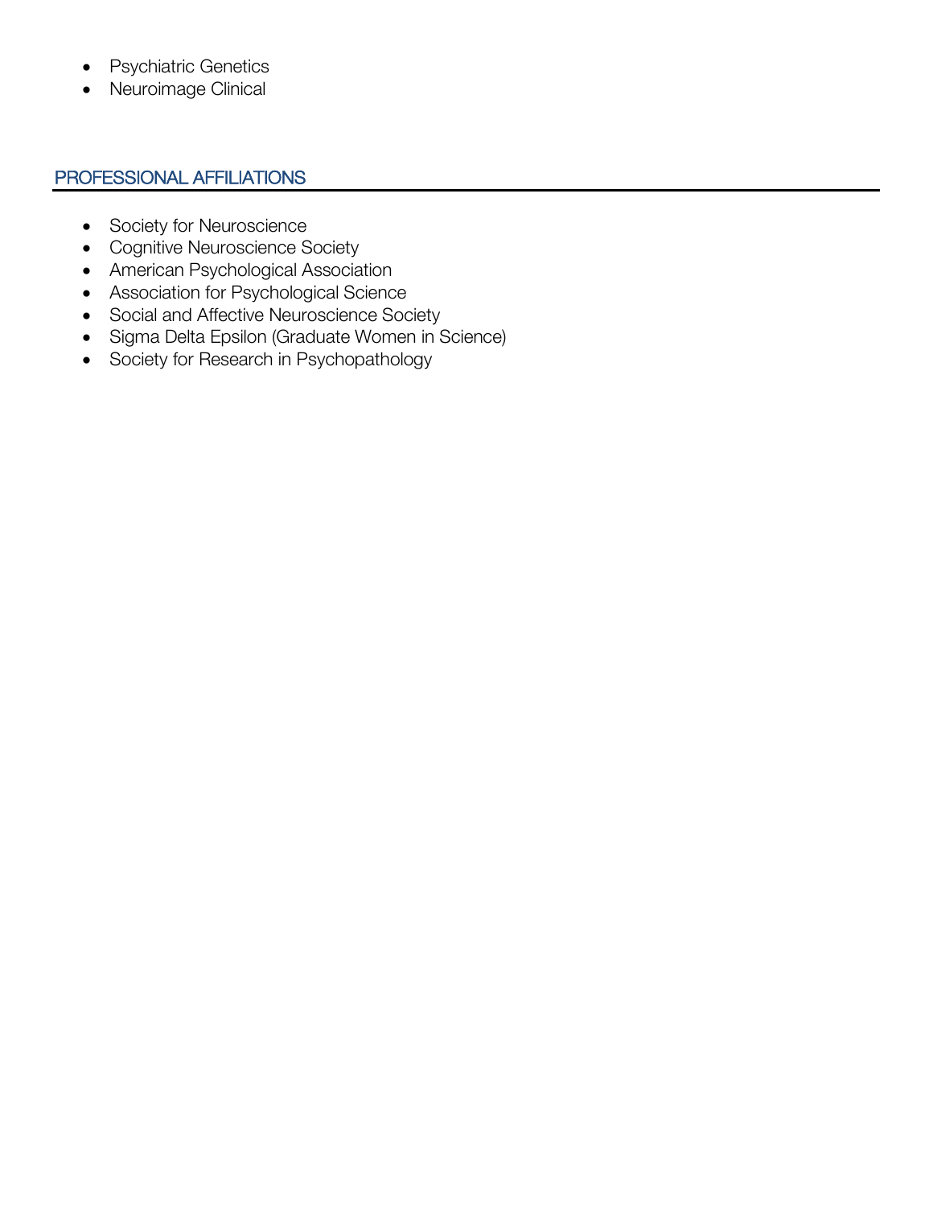- Psychiatric Genetics
- Neuroimage Clinical

## PROFESSIONAL AFFILIATIONS

- Society for Neuroscience
- Cognitive Neuroscience Society
- American Psychological Association
- Association for Psychological Science
- Social and Affective Neuroscience Society
- Sigma Delta Epsilon (Graduate Women in Science)
- Society for Research in Psychopathology